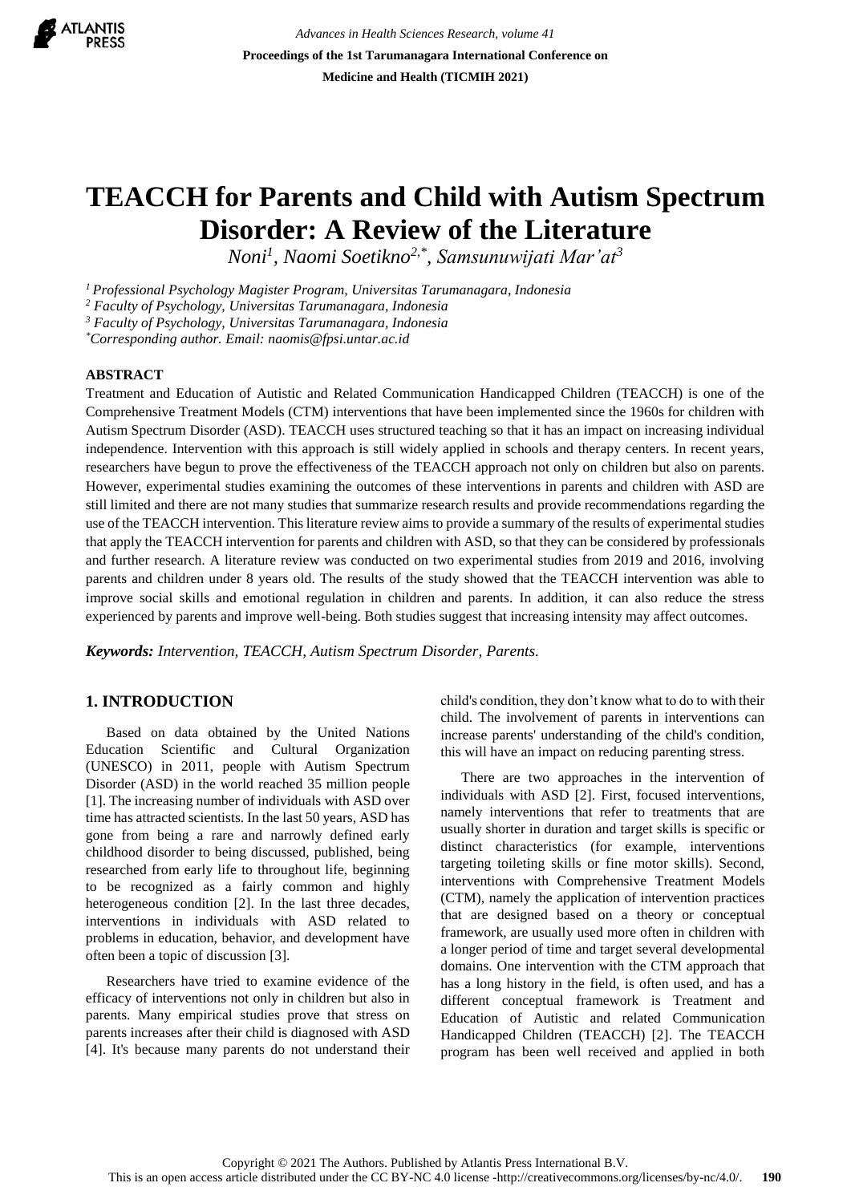# TEACCH for Parents and Child with Autism Spectrum Disorder: A Review of the Literature

*Noni[1], Naomi Soetikno[2,\*], Samsunuwijati Mar'at[3]*

[1] *Professional Psychology Magister Program, Universitas Tarumanagara, Indonesia*
[2] *Faculty of Psychology, Universitas Tarumanagara, Indonesia*
[3] *Faculty of Psychology, Universitas Tarumanagara, Indonesia*
*\*Corresponding author. Email: naomis@fpsi.untar.ac.id*

## ABSTRACT

Treatment and Education of Autistic and Related Communication Handicapped Children (TEACCH) is one of the Comprehensive Treatment Models (CTM) interventions that have been implemented since the 1960s for children with Autism Spectrum Disorder (ASD). TEACCH uses structured teaching so that it has an impact on increasing individual independence. Intervention with this approach is still widely applied in schools and therapy centers. In recent years, researchers have begun to prove the effectiveness of the TEACCH approach not only on children but also on parents. However, experimental studies examining the outcomes of these interventions in parents and children with ASD are still limited and there are not many studies that summarize research results and provide recommendations regarding the use of the TEACCH intervention. This literature review aims to provide a summary of the results of experimental studies that apply the TEACCH intervention for parents and children with ASD, so that they can be considered by professionals and further research. A literature review was conducted on two experimental studies from 2019 and 2016, involving parents and children under 8 years old. The results of the study showed that the TEACCH intervention was able to improve social skills and emotional regulation in children and parents. In addition, it can also reduce the stress experienced by parents and improve well-being. Both studies suggest that increasing intensity may affect outcomes.

***Keywords:*** *Intervention, TEACCH, Autism Spectrum Disorder, Parents.*

## 1. INTRODUCTION

Based on data obtained by the United Nations Education Scientific and Cultural Organization (UNESCO) in 2011, people with Autism Spectrum Disorder (ASD) in the world reached 35 million people [1]. The increasing number of individuals with ASD over time has attracted scientists. In the last 50 years, ASD has gone from being a rare and narrowly defined early childhood disorder to being discussed, published, being researched from early life to throughout life, beginning to be recognized as a fairly common and highly heterogeneous condition [2]. In the last three decades, interventions in individuals with ASD related to problems in education, behavior, and development have often been a topic of discussion [3].

Researchers have tried to examine evidence of the efficacy of interventions not only in children but also in parents. Many empirical studies prove that stress on parents increases after their child is diagnosed with ASD [4]. It's because many parents do not understand their child's condition, they don't know what to do to with their child. The involvement of parents in interventions can increase parents' understanding of the child's condition, this will have an impact on reducing parenting stress.

There are two approaches in the intervention of individuals with ASD [2]. First, focused interventions, namely interventions that refer to treatments that are usually shorter in duration and target skills is specific or distinct characteristics (for example, interventions targeting toileting skills or fine motor skills). Second, interventions with Comprehensive Treatment Models (CTM), namely the application of intervention practices that are designed based on a theory or conceptual framework, are usually used more often in children with a longer period of time and target several developmental domains. One intervention with the CTM approach that has a long history in the field, is often used, and has a different conceptual framework is Treatment and Education of Autistic and related Communication Handicapped Children (TEACCH) [2]. The TEACCH program has been well received and applied in both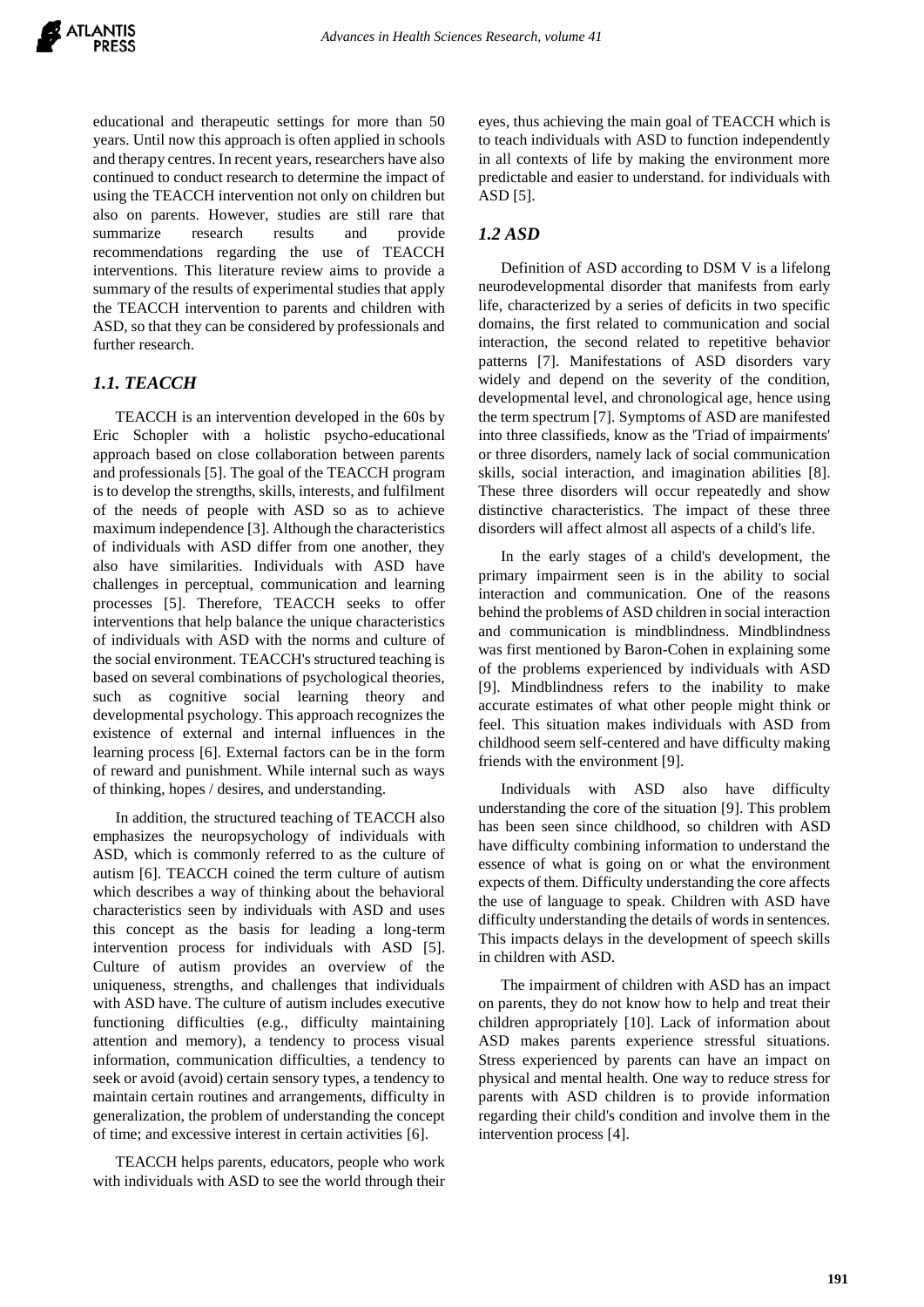educational and therapeutic settings for more than 50 years. Until now this approach is often applied in schools and therapy centres. In recent years, researchers have also continued to conduct research to determine the impact of using the TEACCH intervention not only on children but also on parents. However, studies are still rare that summarize research results and provide recommendations regarding the use of TEACCH interventions. This literature review aims to provide a summary of the results of experimental studies that apply the TEACCH intervention to parents and children with ASD, so that they can be considered by professionals and further research.

### *1.1. TEACCH*

TEACCH is an intervention developed in the 60s by Eric Schopler with a holistic psycho-educational approach based on close collaboration between parents and professionals [5]. The goal of the TEACCH program is to develop the strengths, skills, interests, and fulfilment of the needs of people with ASD so as to achieve maximum independence [3]. Although the characteristics of individuals with ASD differ from one another, they also have similarities. Individuals with ASD have challenges in perceptual, communication and learning processes [5]. Therefore, TEACCH seeks to offer interventions that help balance the unique characteristics of individuals with ASD with the norms and culture of the social environment. TEACCH's structured teaching is based on several combinations of psychological theories, such as cognitive social learning theory and developmental psychology. This approach recognizes the existence of external and internal influences in the learning process [6]. External factors can be in the form of reward and punishment. While internal such as ways of thinking, hopes / desires, and understanding.

In addition, the structured teaching of TEACCH also emphasizes the neuropsychology of individuals with ASD, which is commonly referred to as the culture of autism [6]. TEACCH coined the term culture of autism which describes a way of thinking about the behavioral characteristics seen by individuals with ASD and uses this concept as the basis for leading a long-term intervention process for individuals with ASD [5]. Culture of autism provides an overview of the uniqueness, strengths, and challenges that individuals with ASD have. The culture of autism includes executive functioning difficulties (e.g., difficulty maintaining attention and memory), a tendency to process visual information, communication difficulties, a tendency to seek or avoid (avoid) certain sensory types, a tendency to maintain certain routines and arrangements, difficulty in generalization, the problem of understanding the concept of time; and excessive interest in certain activities [6].

TEACCH helps parents, educators, people who work with individuals with ASD to see the world through their eyes, thus achieving the main goal of TEACCH which is to teach individuals with ASD to function independently in all contexts of life by making the environment more predictable and easier to understand. for individuals with ASD [5].

### *1.2 ASD*

Definition of ASD according to DSM V is a lifelong neurodevelopmental disorder that manifests from early life, characterized by a series of deficits in two specific domains, the first related to communication and social interaction, the second related to repetitive behavior patterns [7]. Manifestations of ASD disorders vary widely and depend on the severity of the condition, developmental level, and chronological age, hence using the term spectrum [7]. Symptoms of ASD are manifested into three classifieds, know as the 'Triad of impairments' or three disorders, namely lack of social communication skills, social interaction, and imagination abilities [8]. These three disorders will occur repeatedly and show distinctive characteristics. The impact of these three disorders will affect almost all aspects of a child's life.

In the early stages of a child's development, the primary impairment seen is in the ability to social interaction and communication. One of the reasons behind the problems of ASD children in social interaction and communication is mindblindness. Mindblindness was first mentioned by Baron-Cohen in explaining some of the problems experienced by individuals with ASD [9]. Mindblindness refers to the inability to make accurate estimates of what other people might think or feel. This situation makes individuals with ASD from childhood seem self-centered and have difficulty making friends with the environment [9].

Individuals with ASD also have difficulty understanding the core of the situation [9]. This problem has been seen since childhood, so children with ASD have difficulty combining information to understand the essence of what is going on or what the environment expects of them. Difficulty understanding the core affects the use of language to speak. Children with ASD have difficulty understanding the details of words in sentences. This impacts delays in the development of speech skills in children with ASD.

The impairment of children with ASD has an impact on parents, they do not know how to help and treat their children appropriately [10]. Lack of information about ASD makes parents experience stressful situations. Stress experienced by parents can have an impact on physical and mental health. One way to reduce stress for parents with ASD children is to provide information regarding their child's condition and involve them in the intervention process [4].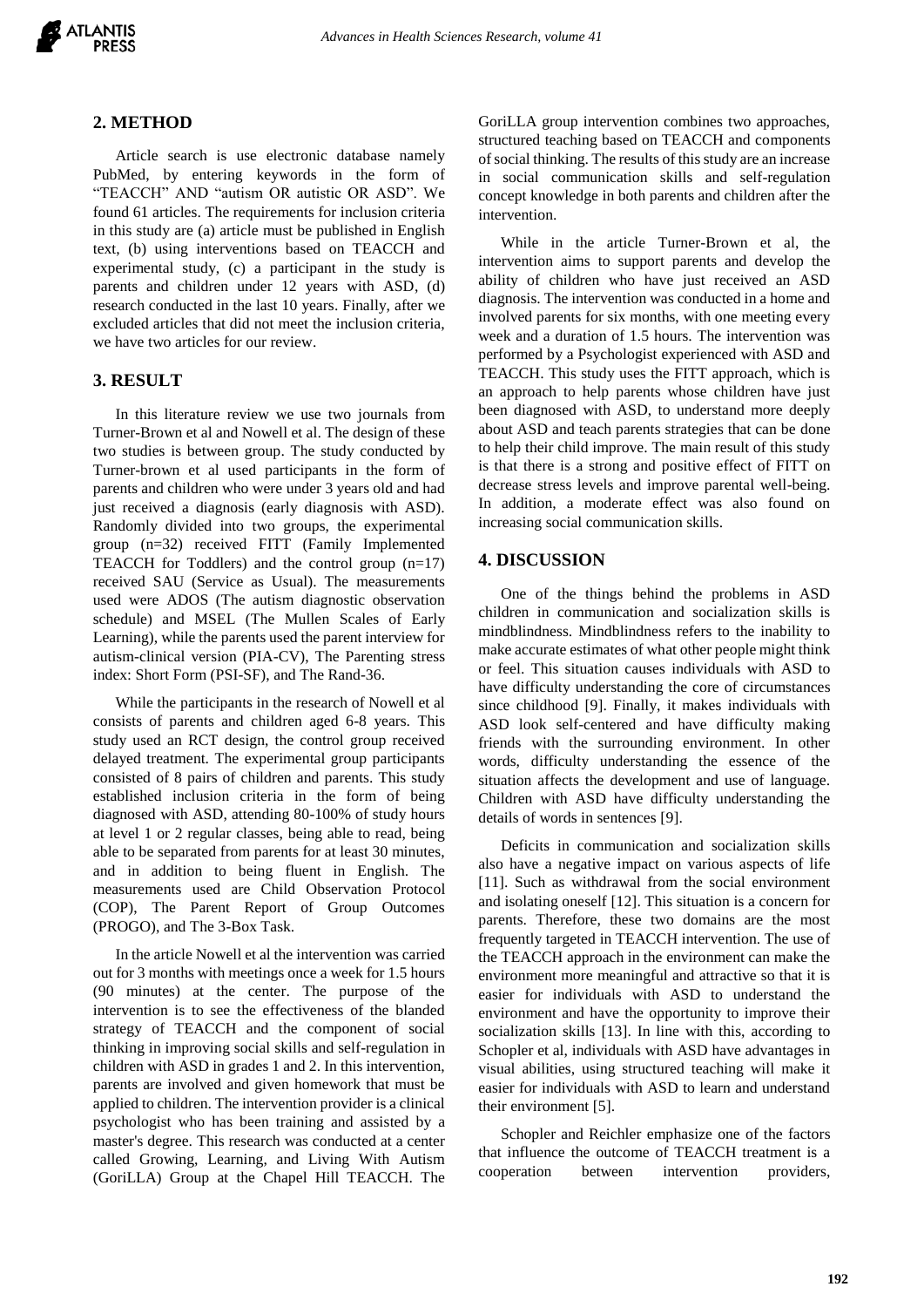## 2. METHOD

Article search is use electronic database namely PubMed, by entering keywords in the form of "TEACCH" AND "autism OR autistic OR ASD". We found 61 articles. The requirements for inclusion criteria in this study are (a) article must be published in English text, (b) using interventions based on TEACCH and experimental study, (c) a participant in the study is parents and children under 12 years with ASD, (d) research conducted in the last 10 years. Finally, after we excluded articles that did not meet the inclusion criteria, we have two articles for our review.

## 3. RESULT

In this literature review we use two journals from Turner-Brown et al and Nowell et al. The design of these two studies is between group. The study conducted by Turner-brown et al used participants in the form of parents and children who were under 3 years old and had just received a diagnosis (early diagnosis with ASD). Randomly divided into two groups, the experimental group (n=32) received FITT (Family Implemented TEACCH for Toddlers) and the control group (n=17) received SAU (Service as Usual). The measurements used were ADOS (The autism diagnostic observation schedule) and MSEL (The Mullen Scales of Early Learning), while the parents used the parent interview for autism-clinical version (PIA-CV), The Parenting stress index: Short Form (PSI-SF), and The Rand-36.

While the participants in the research of Nowell et al consists of parents and children aged 6-8 years. This study used an RCT design, the control group received delayed treatment. The experimental group participants consisted of 8 pairs of children and parents. This study established inclusion criteria in the form of being diagnosed with ASD, attending 80-100% of study hours at level 1 or 2 regular classes, being able to read, being able to be separated from parents for at least 30 minutes, and in addition to being fluent in English. The measurements used are Child Observation Protocol (COP), The Parent Report of Group Outcomes (PROGO), and The 3-Box Task.

In the article Nowell et al the intervention was carried out for 3 months with meetings once a week for 1.5 hours (90 minutes) at the center. The purpose of the intervention is to see the effectiveness of the blanded strategy of TEACCH and the component of social thinking in improving social skills and self-regulation in children with ASD in grades 1 and 2. In this intervention, parents are involved and given homework that must be applied to children. The intervention provider is a clinical psychologist who has been training and assisted by a master's degree. This research was conducted at a center called Growing, Learning, and Living With Autism (GoriLLA) Group at the Chapel Hill TEACCH. The GoriLLA group intervention combines two approaches, structured teaching based on TEACCH and components of social thinking. The results of this study are an increase in social communication skills and self-regulation concept knowledge in both parents and children after the intervention.

While in the article Turner-Brown et al, the intervention aims to support parents and develop the ability of children who have just received an ASD diagnosis. The intervention was conducted in a home and involved parents for six months, with one meeting every week and a duration of 1.5 hours. The intervention was performed by a Psychologist experienced with ASD and TEACCH. This study uses the FITT approach, which is an approach to help parents whose children have just been diagnosed with ASD, to understand more deeply about ASD and teach parents strategies that can be done to help their child improve. The main result of this study is that there is a strong and positive effect of FITT on decrease stress levels and improve parental well-being. In addition, a moderate effect was also found on increasing social communication skills.

## 4. DISCUSSION

One of the things behind the problems in ASD children in communication and socialization skills is mindblindness. Mindblindness refers to the inability to make accurate estimates of what other people might think or feel. This situation causes individuals with ASD to have difficulty understanding the core of circumstances since childhood [9]. Finally, it makes individuals with ASD look self-centered and have difficulty making friends with the surrounding environment. In other words, difficulty understanding the essence of the situation affects the development and use of language. Children with ASD have difficulty understanding the details of words in sentences [9].

Deficits in communication and socialization skills also have a negative impact on various aspects of life [11]. Such as withdrawal from the social environment and isolating oneself [12]. This situation is a concern for parents. Therefore, these two domains are the most frequently targeted in TEACCH intervention. The use of the TEACCH approach in the environment can make the environment more meaningful and attractive so that it is easier for individuals with ASD to understand the environment and have the opportunity to improve their socialization skills [13]. In line with this, according to Schopler et al, individuals with ASD have advantages in visual abilities, using structured teaching will make it easier for individuals with ASD to learn and understand their environment [5].

Schopler and Reichler emphasize one of the factors that influence the outcome of TEACCH treatment is a cooperation between intervention providers,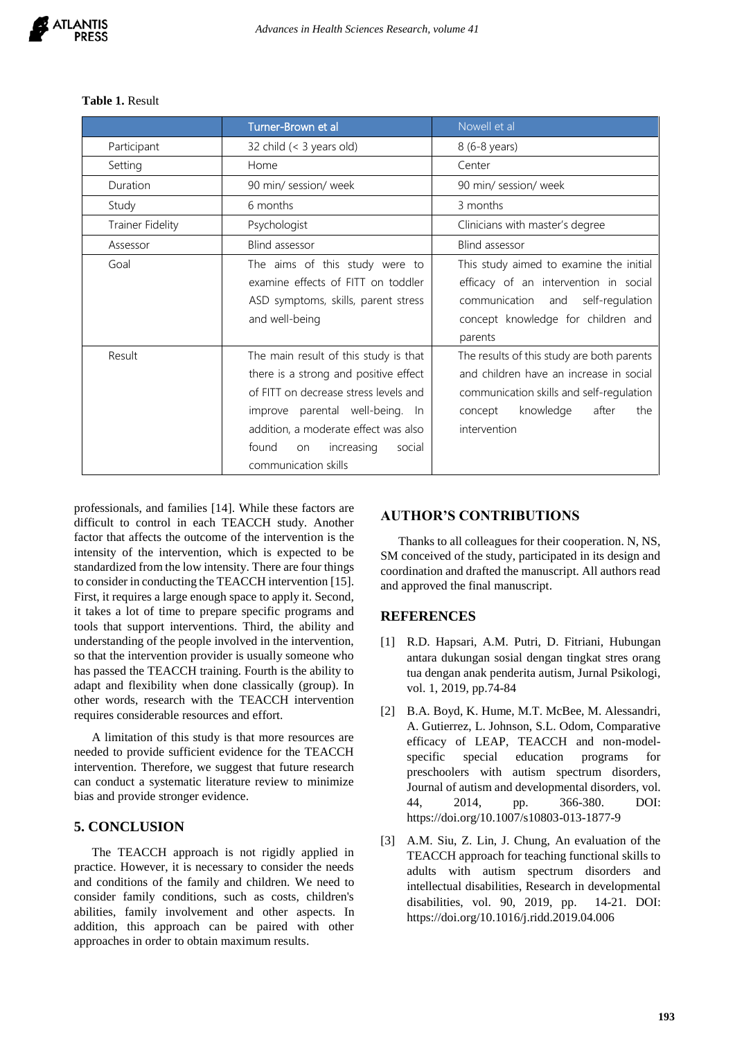**Table 1.** Result

|  | Turner-Brown et al | Nowell et al |
|---|---|---|
| Participant | 32 child (< 3 years old) | 8 (6-8 years) |
| Setting | Home | Center |
| Duration | 90 min/ session/ week | 90 min/ session/ week |
| Study | 6 months | 3 months |
| Trainer Fidelity | Psychologist | Clinicians with master's degree |
| Assessor | Blind assessor | Blind assessor |
| Goal | The aims of this study were to examine effects of FITT on toddler ASD symptoms, skills, parent stress and well-being | This study aimed to examine the initial efficacy of an intervention in social communication and self-regulation concept knowledge for children and parents |
| Result | The main result of this study is that there is a strong and positive effect of FITT on decrease stress levels and improve parental well-being. In addition, a moderate effect was also found on increasing social communication skills | The results of this study are both parents and children have an increase in social communication skills and self-regulation concept knowledge after the intervention |

professionals, and families [14]. While these factors are difficult to control in each TEACCH study. Another factor that affects the outcome of the intervention is the intensity of the intervention, which is expected to be standardized from the low intensity. There are four things to consider in conducting the TEACCH intervention [15]. First, it requires a large enough space to apply it. Second, it takes a lot of time to prepare specific programs and tools that support interventions. Third, the ability and understanding of the people involved in the intervention, so that the intervention provider is usually someone who has passed the TEACCH training. Fourth is the ability to adapt and flexibility when done classically (group). In other words, research with the TEACCH intervention requires considerable resources and effort.

A limitation of this study is that more resources are needed to provide sufficient evidence for the TEACCH intervention. Therefore, we suggest that future research can conduct a systematic literature review to minimize bias and provide stronger evidence.

## 5. CONCLUSION

The TEACCH approach is not rigidly applied in practice. However, it is necessary to consider the needs and conditions of the family and children. We need to consider family conditions, such as costs, children's abilities, family involvement and other aspects. In addition, this approach can be paired with other approaches in order to obtain maximum results.

## AUTHOR'S CONTRIBUTIONS

Thanks to all colleagues for their cooperation. N, NS, SM conceived of the study, participated in its design and coordination and drafted the manuscript. All authors read and approved the final manuscript.

## REFERENCES

[1] R.D. Hapsari, A.M. Putri, D. Fitriani, Hubungan antara dukungan sosial dengan tingkat stres orang tua dengan anak penderita autism, Jurnal Psikologi, vol. 1, 2019, pp.74-84

[2] B.A. Boyd, K. Hume, M.T. McBee, M. Alessandri, A. Gutierrez, L. Johnson, S.L. Odom, Comparative efficacy of LEAP, TEACCH and non-model-specific special education programs for preschoolers with autism spectrum disorders, Journal of autism and developmental disorders, vol. 44, 2014, pp. 366-380. DOI: https://doi.org/10.1007/s10803-013-1877-9

[3] A.M. Siu, Z. Lin, J. Chung, An evaluation of the TEACCH approach for teaching functional skills to adults with autism spectrum disorders and intellectual disabilities, Research in developmental disabilities, vol. 90, 2019, pp. 14-21. DOI: https://doi.org/10.1016/j.ridd.2019.04.006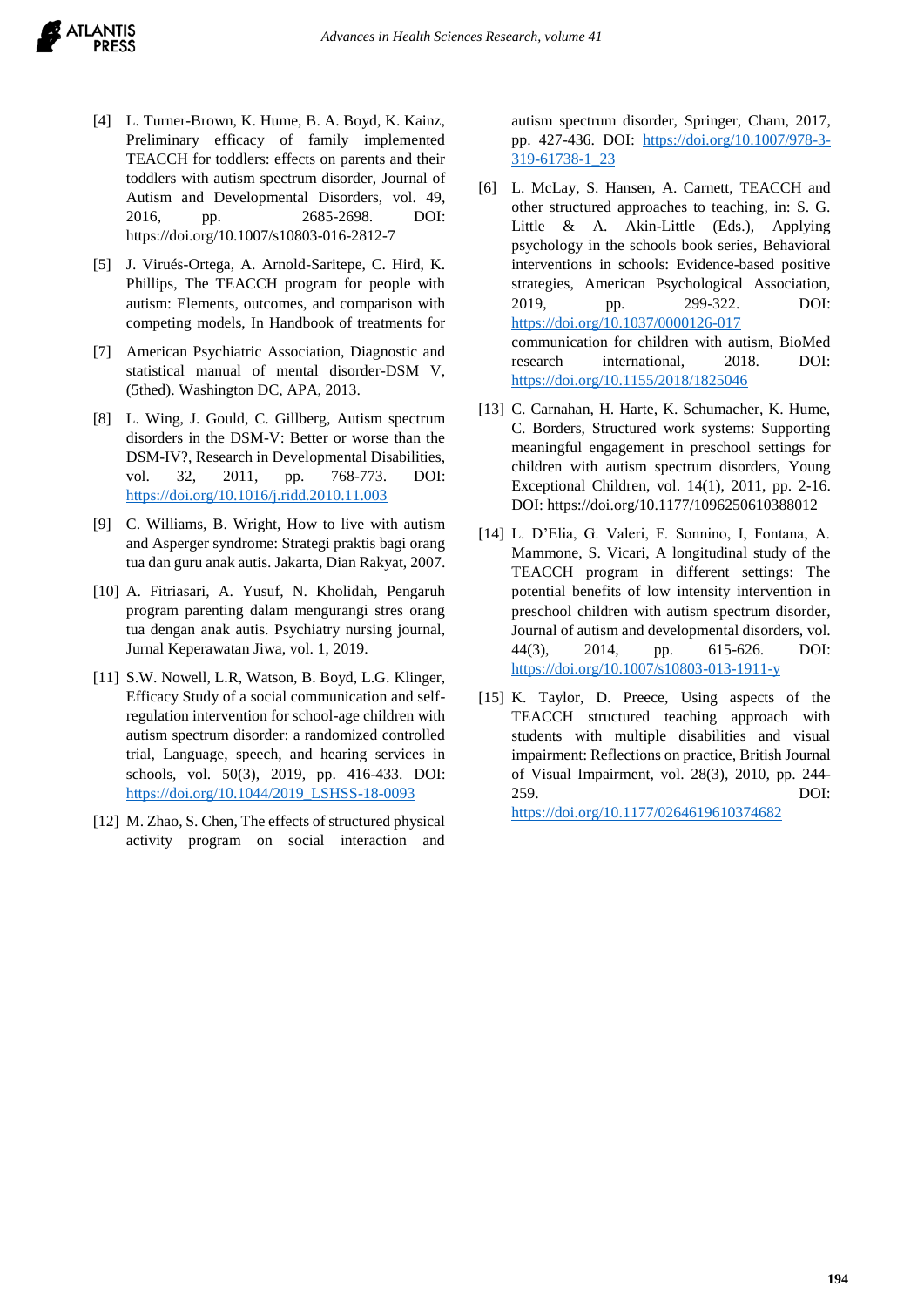[4] L. Turner-Brown, K. Hume, B. A. Boyd, K. Kainz, Preliminary efficacy of family implemented TEACCH for toddlers: effects on parents and their toddlers with autism spectrum disorder, Journal of Autism and Developmental Disorders, vol. 49, 2016, pp. 2685-2698. DOI: https://doi.org/10.1007/s10803-016-2812-7

[5] J. Virués-Ortega, A. Arnold-Saritepe, C. Hird, K. Phillips, The TEACCH program for people with autism: Elements, outcomes, and comparison with competing models, In Handbook of treatments for autism spectrum disorder, Springer, Cham, 2017, pp. 427-436. DOI: https://doi.org/10.1007/978-3-319-61738-1_23

[7] American Psychiatric Association, Diagnostic and statistical manual of mental disorder-DSM V, (5thed). Washington DC, APA, 2013.

[8] L. Wing, J. Gould, C. Gillberg, Autism spectrum disorders in the DSM-V: Better or worse than the DSM-IV?, Research in Developmental Disabilities, vol. 32, 2011, pp. 768-773. DOI: https://doi.org/10.1016/j.ridd.2010.11.003

[9] C. Williams, B. Wright, How to live with autism and Asperger syndrome: Strategi praktis bagi orang tua dan guru anak autis. Jakarta, Dian Rakyat, 2007.

[10] A. Fitriasari, A. Yusuf, N. Kholidah, Pengaruh program parenting dalam mengurangi stres orang tua dengan anak autis. Psychiatry nursing journal, Jurnal Keperawatan Jiwa, vol. 1, 2019.

[11] S.W. Nowell, L.R, Watson, B. Boyd, L.G. Klinger, Efficacy Study of a social communication and self-regulation intervention for school-age children with autism spectrum disorder: a randomized controlled trial, Language, speech, and hearing services in schools, vol. 50(3), 2019, pp. 416-433. DOI: https://doi.org/10.1044/2019_LSHSS-18-0093

[12] M. Zhao, S. Chen, The effects of structured physical activity program on social interaction and communication for children with autism, BioMed research international, 2018. DOI: https://doi.org/10.1155/2018/1825046

[6] L. McLay, S. Hansen, A. Carnett, TEACCH and other structured approaches to teaching, in: S. G. Little & A. Akin-Little (Eds.), Applying psychology in the schools book series, Behavioral interventions in schools: Evidence-based positive strategies, American Psychological Association, 2019, pp. 299-322. DOI: https://doi.org/10.1037/0000126-017

[13] C. Carnahan, H. Harte, K. Schumacher, K. Hume, C. Borders, Structured work systems: Supporting meaningful engagement in preschool settings for children with autism spectrum disorders, Young Exceptional Children, vol. 14(1), 2011, pp. 2-16. DOI: https://doi.org/10.1177/1096250610388012

[14] L. D'Elia, G. Valeri, F. Sonnino, I, Fontana, A. Mammone, S. Vicari, A longitudinal study of the TEACCH program in different settings: The potential benefits of low intensity intervention in preschool children with autism spectrum disorder, Journal of autism and developmental disorders, vol. 44(3), 2014, pp. 615-626. DOI: https://doi.org/10.1007/s10803-013-1911-y

[15] K. Taylor, D. Preece, Using aspects of the TEACCH structured teaching approach with students with multiple disabilities and visual impairment: Reflections on practice, British Journal of Visual Impairment, vol. 28(3), 2010, pp. 244-259. DOI: https://doi.org/10.1177/0264619610374682